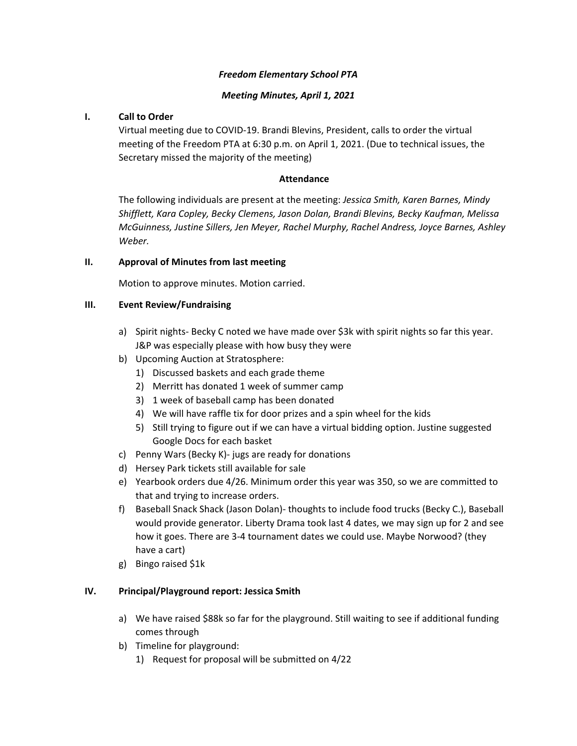***Freedom Elementary School PTA***

***Meeting Minutes, April 1, 2021***

## I. Call to Order

Virtual meeting due to COVID-19. Brandi Blevins, President, calls to order the virtual meeting of the Freedom PTA at 6:30 p.m. on April 1, 2021. (Due to technical issues, the Secretary missed the majority of the meeting)

**Attendance**

The following individuals are present at the meeting: *Jessica Smith, Karen Barnes, Mindy Shifflett, Kara Copley, Becky Clemens, Jason Dolan, Brandi Blevins, Becky Kaufman, Melissa McGuinness, Justine Sillers, Jen Meyer, Rachel Murphy, Rachel Andress, Joyce Barnes, Ashley Weber.*

## II. Approval of Minutes from last meeting

Motion to approve minutes. Motion carried.

## III. Event Review/Fundraising

a) Spirit nights- Becky C noted we have made over $3k with spirit nights so far this year. J&P was especially please with how busy they were

b) Upcoming Auction at Stratosphere:
   1) Discussed baskets and each grade theme
   2) Merritt has donated 1 week of summer camp
   3) 1 week of baseball camp has been donated
   4) We will have raffle tix for door prizes and a spin wheel for the kids
   5) Still trying to figure out if we can have a virtual bidding option. Justine suggested Google Docs for each basket

c) Penny Wars (Becky K)- jugs are ready for donations

d) Hersey Park tickets still available for sale

e) Yearbook orders due 4/26. Minimum order this year was 350, so we are committed to that and trying to increase orders.

f) Baseball Snack Shack (Jason Dolan)- thoughts to include food trucks (Becky C.), Baseball would provide generator. Liberty Drama took last 4 dates, we may sign up for 2 and see how it goes. There are 3-4 tournament dates we could use. Maybe Norwood? (they have a cart)

g) Bingo raised $1k

## IV. Principal/Playground report: Jessica Smith

a) We have raised $88k so far for the playground. Still waiting to see if additional funding comes through

b) Timeline for playground:
   1) Request for proposal will be submitted on 4/22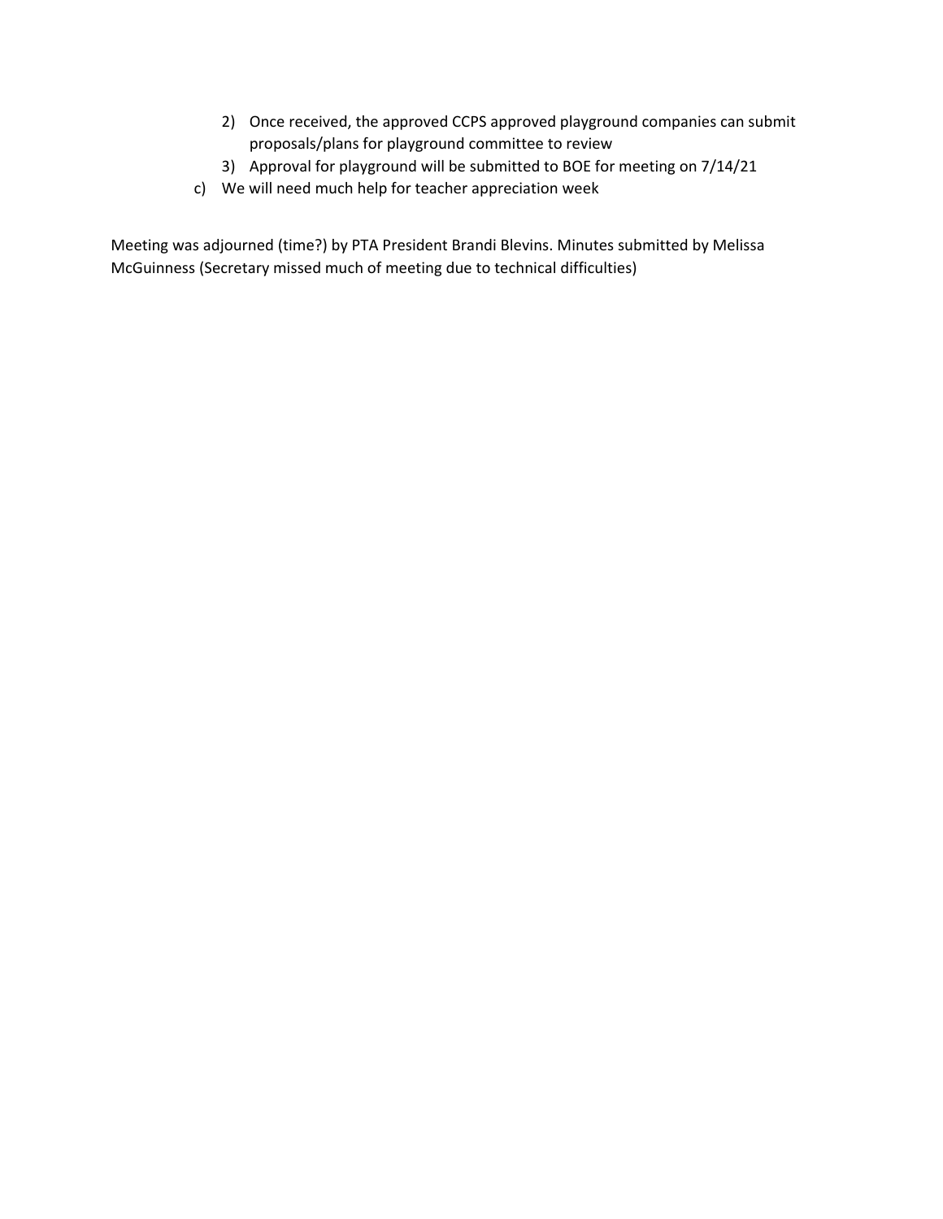2) Once received, the approved CCPS approved playground companies can submit proposals/plans for playground committee to review
3) Approval for playground will be submitted to BOE for meeting on 7/14/21

c) We will need much help for teacher appreciation week

Meeting was adjourned (time?) by PTA President Brandi Blevins. Minutes submitted by Melissa McGuinness (Secretary missed much of meeting due to technical difficulties)